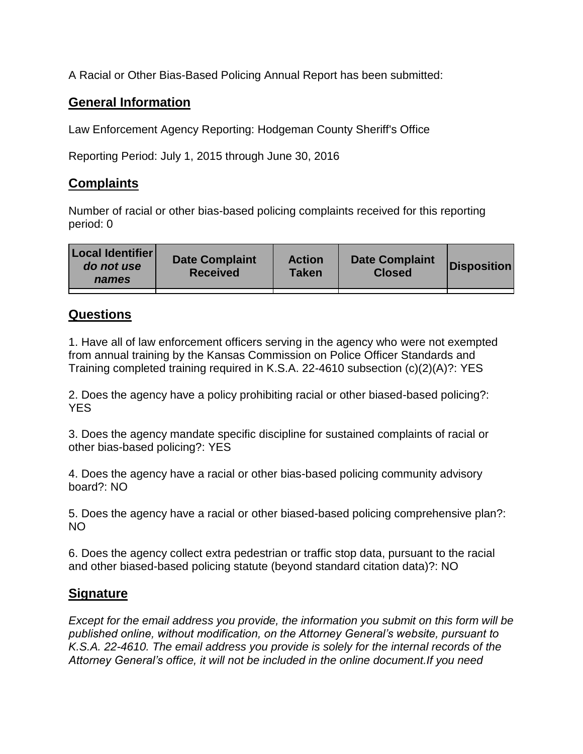A Racial or Other Bias-Based Policing Annual Report has been submitted:

## General Information

Law Enforcement Agency Reporting: Hodgeman County Sheriff's Office

Reporting Period: July 1, 2015 through June 30, 2016

## Complaints

Number of racial or other bias-based policing complaints received for this reporting period: 0

| Local Identifier *do not use names* | Date Complaint Received | Action Taken | Date Complaint Closed | Disposition |
|---|---|---|---|---|
| | | | | |

## Questions

1. Have all of law enforcement officers serving in the agency who were not exempted from annual training by the Kansas Commission on Police Officer Standards and Training completed training required in K.S.A. 22-4610 subsection (c)(2)(A)?: YES

2. Does the agency have a policy prohibiting racial or other biased-based policing?: YES

3. Does the agency mandate specific discipline for sustained complaints of racial or other bias-based policing?: YES

4. Does the agency have a racial or other bias-based policing community advisory board?: NO

5. Does the agency have a racial or other biased-based policing comprehensive plan?: NO

6. Does the agency collect extra pedestrian or traffic stop data, pursuant to the racial and other biased-based policing statute (beyond standard citation data)?: NO

## Signature

*Except for the email address you provide, the information you submit on this form will be published online, without modification, on the Attorney General's website, pursuant to K.S.A. 22-4610. The email address you provide is solely for the internal records of the Attorney General's office, it will not be included in the online document.If you need*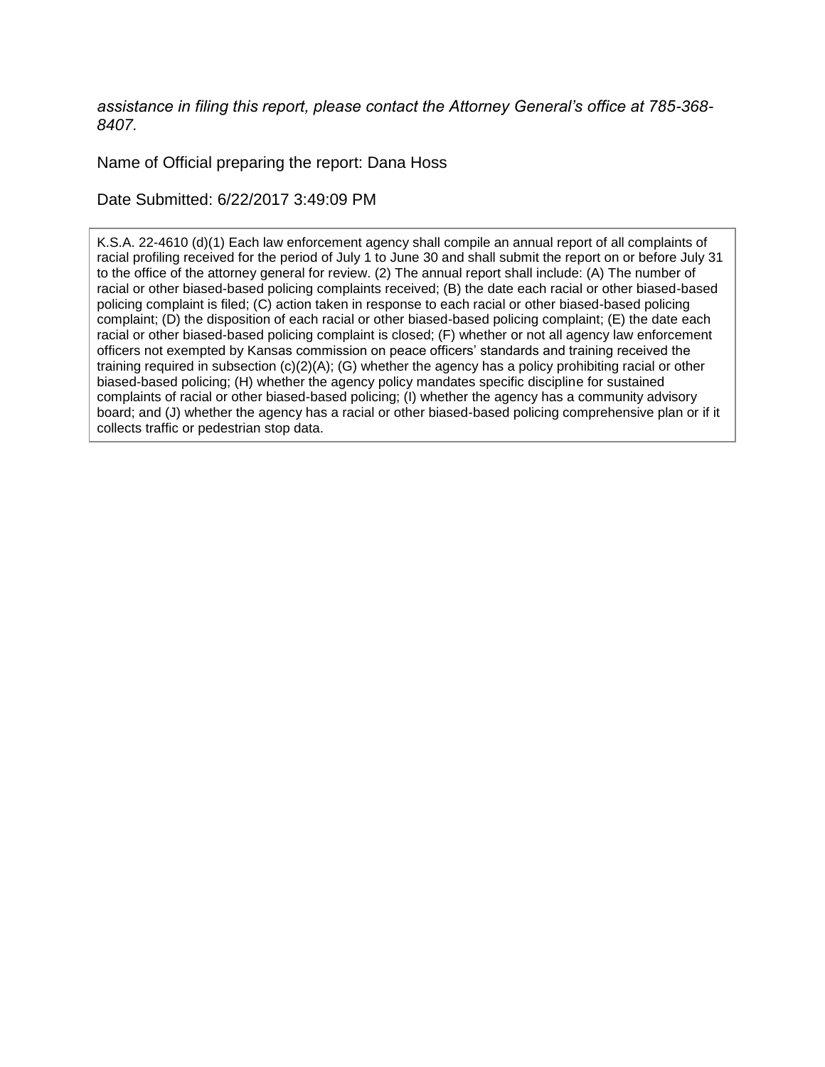*assistance in filing this report, please contact the Attorney General's office at 785-368-8407.*

Name of Official preparing the report: Dana Hoss

Date Submitted: 6/22/2017 3:49:09 PM

K.S.A. 22-4610 (d)(1) Each law enforcement agency shall compile an annual report of all complaints of racial profiling received for the period of July 1 to June 30 and shall submit the report on or before July 31 to the office of the attorney general for review. (2) The annual report shall include: (A) The number of racial or other biased-based policing complaints received; (B) the date each racial or other biased-based policing complaint is filed; (C) action taken in response to each racial or other biased-based policing complaint; (D) the disposition of each racial or other biased-based policing complaint; (E) the date each racial or other biased-based policing complaint is closed; (F) whether or not all agency law enforcement officers not exempted by Kansas commission on peace officers' standards and training received the training required in subsection (c)(2)(A); (G) whether the agency has a policy prohibiting racial or other biased-based policing; (H) whether the agency policy mandates specific discipline for sustained complaints of racial or other biased-based policing; (I) whether the agency has a community advisory board; and (J) whether the agency has a racial or other biased-based policing comprehensive plan or if it collects traffic or pedestrian stop data.